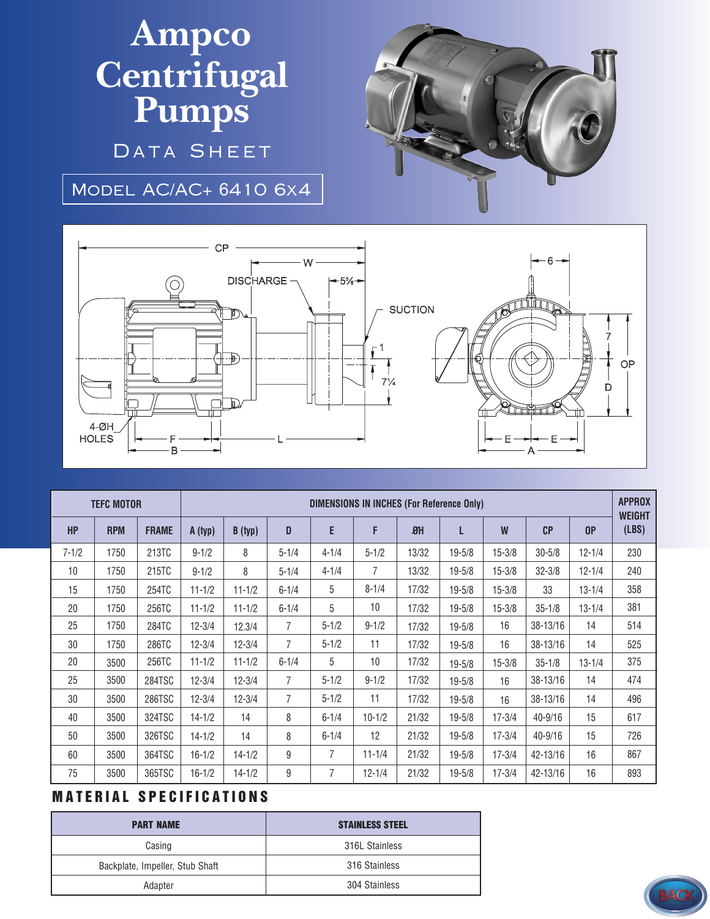# Ampco Centrifugal Pumps

## Data Sheet

### Model AC/AC+ 6410 6x4

CP

W

DISCHARGE

5⅝

SUCTION

1

7¼

6

7

OP

D

4-ØH HOLES

F

B

L

E

E

A

| TEFC MOTOR | | | DIMENSIONS IN INCHES (For Reference Only) | | | | | | | | | | APPROX WEIGHT (LBS) |
|---|---|---|---|---|---|---|---|---|---|---|---|---|---|
| HP | RPM | FRAME | A (typ) | B (typ) | D | E | F | ØH | L | W | CP | OP | |
| 7-1/2 | 1750 | 213TC | 9-1/2 | 8 | 5-1/4 | 4-1/4 | 5-1/2 | 13/32 | 19-5/8 | 15-3/8 | 30-5/8 | 12-1/4 | 230 |
| 10 | 1750 | 215TC | 9-1/2 | 8 | 5-1/4 | 4-1/4 | 7 | 13/32 | 19-5/8 | 15-3/8 | 32-3/8 | 12-1/4 | 240 |
| 15 | 1750 | 254TC | 11-1/2 | 11-1/2 | 6-1/4 | 5 | 8-1/4 | 17/32 | 19-5/8 | 15-3/8 | 33 | 13-1/4 | 358 |
| 20 | 1750 | 256TC | 11-1/2 | 11-1/2 | 6-1/4 | 5 | 10 | 17/32 | 19-5/8 | 15-3/8 | 35-1/8 | 13-1/4 | 381 |
| 25 | 1750 | 284TC | 12-3/4 | 12.3/4 | 7 | 5-1/2 | 9-1/2 | 17/32 | 19-5/8 | 16 | 38-13/16 | 14 | 514 |
| 30 | 1750 | 286TC | 12-3/4 | 12-3/4 | 7 | 5-1/2 | 11 | 17/32 | 19-5/8 | 16 | 38-13/16 | 14 | 525 |
| 20 | 3500 | 256TC | 11-1/2 | 11-1/2 | 6-1/4 | 5 | 10 | 17/32 | 19-5/8 | 15-3/8 | 35-1/8 | 13-1/4 | 375 |
| 25 | 3500 | 284TSC | 12-3/4 | 12-3/4 | 7 | 5-1/2 | 9-1/2 | 17/32 | 19-5/8 | 16 | 38-13/16 | 14 | 474 |
| 30 | 3500 | 286TSC | 12-3/4 | 12-3/4 | 7 | 5-1/2 | 11 | 17/32 | 19-5/8 | 16 | 38-13/16 | 14 | 496 |
| 40 | 3500 | 324TSC | 14-1/2 | 14 | 8 | 6-1/4 | 10-1/2 | 21/32 | 19-5/8 | 17-3/4 | 40-9/16 | 15 | 617 |
| 50 | 3500 | 326TSC | 14-1/2 | 14 | 8 | 6-1/4 | 12 | 21/32 | 19-5/8 | 17-3/4 | 40-9/16 | 15 | 726 |
| 60 | 3500 | 364TSC | 16-1/2 | 14-1/2 | 9 | 7 | 11-1/4 | 21/32 | 19-5/8 | 17-3/4 | 42-13/16 | 16 | 867 |
| 75 | 3500 | 365TSC | 16-1/2 | 14-1/2 | 9 | 7 | 12-1/4 | 21/32 | 19-5/8 | 17-3/4 | 42-13/16 | 16 | 893 |

## MATERIAL SPECIFICATIONS

| PART NAME | STAINLESS STEEL |
|---|---|
| Casing | 316L Stainless |
| Backplate, Impeller, Stub Shaft | 316 Stainless |
| Adapter | 304 Stainless |

BACK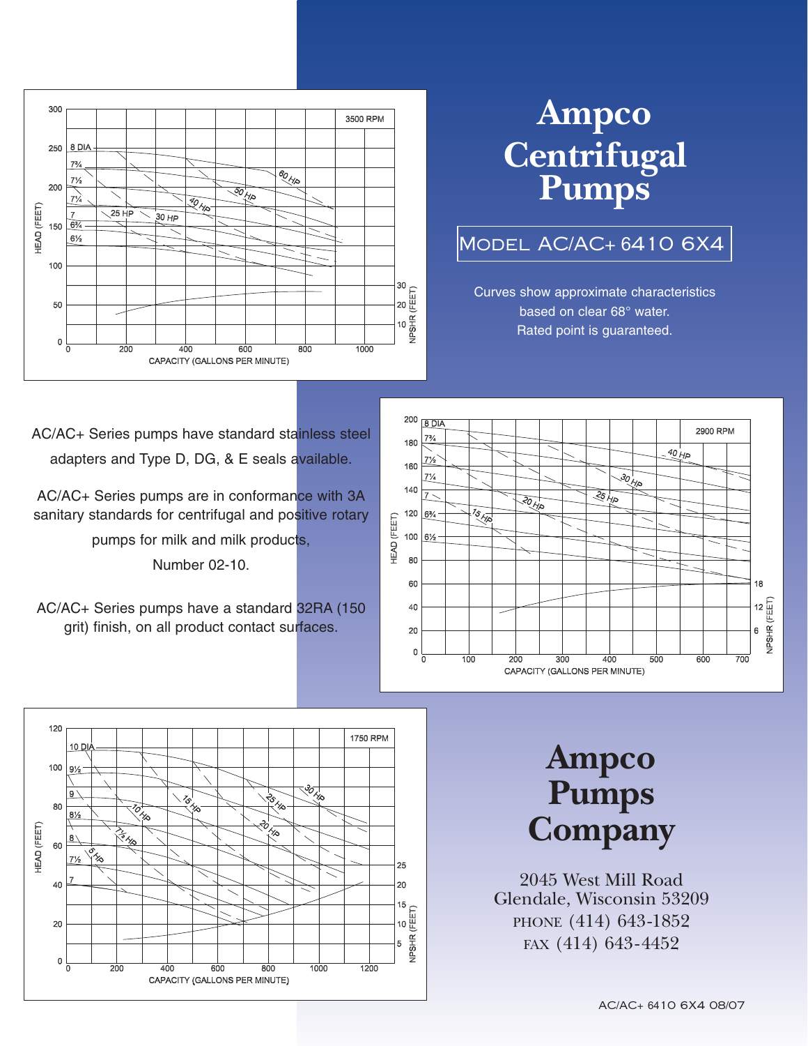# Ampco Centrifugal Pumps

## Model AC/AC+ 6410 6X4

Curves show approximate characteristics based on clear 68° water. Rated point is guaranteed.

3500 RPM

HEAD (FEET)

300
250
200
150
100
50
0

8 DIA
7¾
7½
7¼
7
6¾
6½

25 HP
30 HP
40 HP
50 HP
60 HP

30
20
10

NPSHR (FEET)

0
200
400
600
800
1000

CAPACITY (GALLONS PER MINUTE)

AC/AC+ Series pumps have standard stainless steel adapters and Type D, DG, & E seals available.

AC/AC+ Series pumps are in conformance with 3A sanitary standards for centrifugal and positive rotary pumps for milk and milk products, Number 02-10.

AC/AC+ Series pumps have a standard 32RA (150 grit) finish, on all product contact surfaces.

2900 RPM

HEAD (FEET)

200
180
160
140
120
100
80
60
40
20
0

8 DIA
7¾
7½
7¼
7
6¾
6½

15 HP
20 HP
25 HP
30 HP
40 HP

18
12
6

NPSHR (FEET)

0
100
200
300
400
500
600
700

CAPACITY (GALLONS PER MINUTE)

1750 RPM

HEAD (FEET)

120
100
80
60
40
20
0

10 DIA
9½
9
8½
8
7½
7

5 HP
7½ HP
10 HP
15 HP
20 HP
25 HP
30 HP

25
20
15
10
5

NPSHR (FEET)

0
200
400
600
800
1000
1200

CAPACITY (GALLONS PER MINUTE)

# Ampco Pumps Company

2045 West Mill Road
Glendale, Wisconsin 53209
PHONE (414) 643-1852
FAX (414) 643-4452

AC/AC+ 6410 6X4 08/07